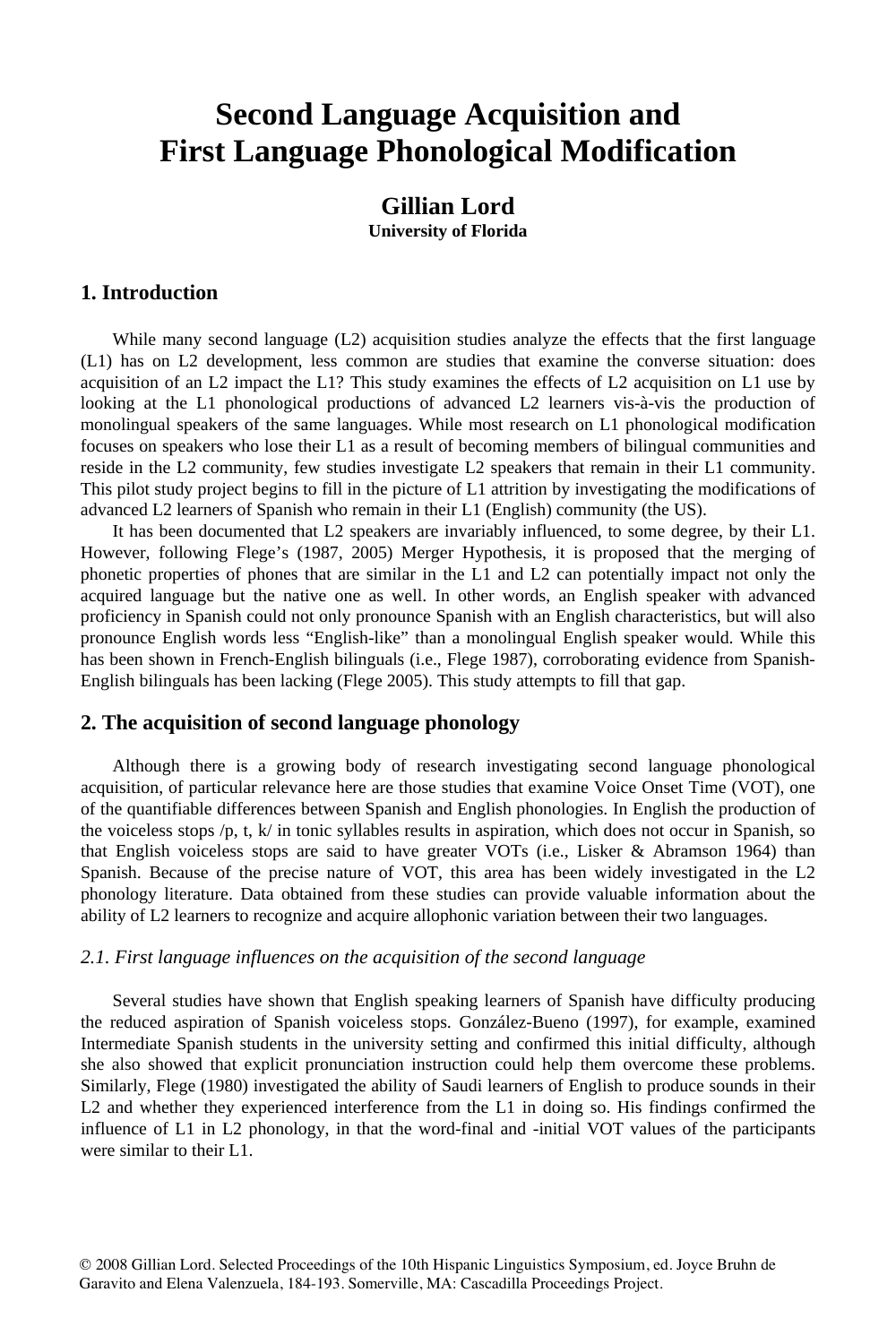# Second Language Acquisition and First Language Phonological Modification

**Gillian Lord**
**University of Florida**

## 1. Introduction

While many second language (L2) acquisition studies analyze the effects that the first language (L1) has on L2 development, less common are studies that examine the converse situation: does acquisition of an L2 impact the L1? This study examines the effects of L2 acquisition on L1 use by looking at the L1 phonological productions of advanced L2 learners vis-à-vis the production of monolingual speakers of the same languages. While most research on L1 phonological modification focuses on speakers who lose their L1 as a result of becoming members of bilingual communities and reside in the L2 community, few studies investigate L2 speakers that remain in their L1 community. This pilot study project begins to fill in the picture of L1 attrition by investigating the modifications of advanced L2 learners of Spanish who remain in their L1 (English) community (the US).

It has been documented that L2 speakers are invariably influenced, to some degree, by their L1. However, following Flege's (1987, 2005) Merger Hypothesis, it is proposed that the merging of phonetic properties of phones that are similar in the L1 and L2 can potentially impact not only the acquired language but the native one as well. In other words, an English speaker with advanced proficiency in Spanish could not only pronounce Spanish with an English characteristics, but will also pronounce English words less "English-like" than a monolingual English speaker would. While this has been shown in French-English bilinguals (i.e., Flege 1987), corroborating evidence from Spanish-English bilinguals has been lacking (Flege 2005). This study attempts to fill that gap.

## 2. The acquisition of second language phonology

Although there is a growing body of research investigating second language phonological acquisition, of particular relevance here are those studies that examine Voice Onset Time (VOT), one of the quantifiable differences between Spanish and English phonologies. In English the production of the voiceless stops /p, t, k/ in tonic syllables results in aspiration, which does not occur in Spanish, so that English voiceless stops are said to have greater VOTs (i.e., Lisker & Abramson 1964) than Spanish. Because of the precise nature of VOT, this area has been widely investigated in the L2 phonology literature. Data obtained from these studies can provide valuable information about the ability of L2 learners to recognize and acquire allophonic variation between their two languages.

### *2.1. First language influences on the acquisition of the second language*

Several studies have shown that English speaking learners of Spanish have difficulty producing the reduced aspiration of Spanish voiceless stops. González-Bueno (1997), for example, examined Intermediate Spanish students in the university setting and confirmed this initial difficulty, although she also showed that explicit pronunciation instruction could help them overcome these problems. Similarly, Flege (1980) investigated the ability of Saudi learners of English to produce sounds in their L2 and whether they experienced interference from the L1 in doing so. His findings confirmed the influence of L1 in L2 phonology, in that the word-final and -initial VOT values of the participants were similar to their L1.

© 2008 Gillian Lord. Selected Proceedings of the 10th Hispanic Linguistics Symposium, ed. Joyce Bruhn de Garavito and Elena Valenzuela, 184-193. Somerville, MA: Cascadilla Proceedings Project.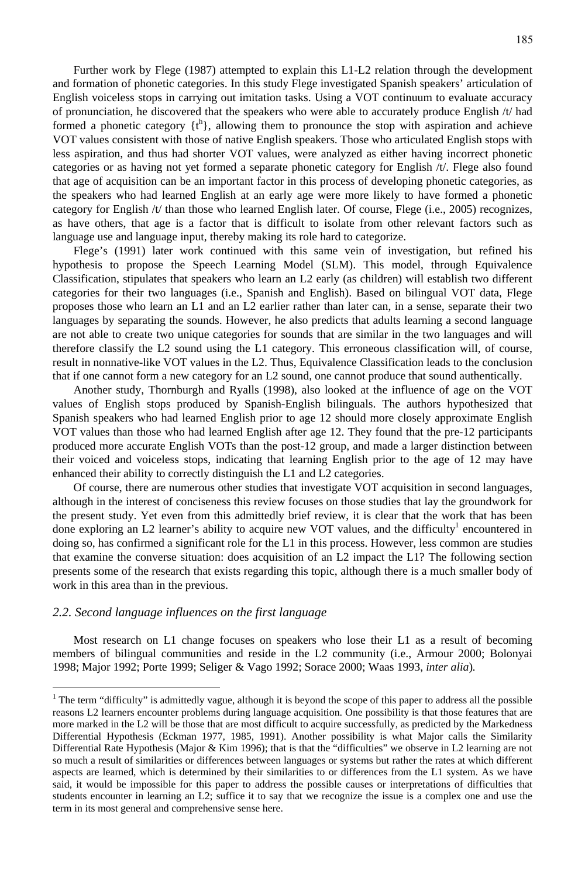Further work by Flege (1987) attempted to explain this L1-L2 relation through the development and formation of phonetic categories. In this study Flege investigated Spanish speakers' articulation of English voiceless stops in carrying out imitation tasks. Using a VOT continuum to evaluate accuracy of pronunciation, he discovered that the speakers who were able to accurately produce English /t/ had formed a phonetic category {$t^h$}, allowing them to pronounce the stop with aspiration and achieve VOT values consistent with those of native English speakers. Those who articulated English stops with less aspiration, and thus had shorter VOT values, were analyzed as either having incorrect phonetic categories or as having not yet formed a separate phonetic category for English /t/. Flege also found that age of acquisition can be an important factor in this process of developing phonetic categories, as the speakers who had learned English at an early age were more likely to have formed a phonetic category for English /t/ than those who learned English later. Of course, Flege (i.e., 2005) recognizes, as have others, that age is a factor that is difficult to isolate from other relevant factors such as language use and language input, thereby making its role hard to categorize.

Flege's (1991) later work continued with this same vein of investigation, but refined his hypothesis to propose the Speech Learning Model (SLM). This model, through Equivalence Classification, stipulates that speakers who learn an L2 early (as children) will establish two different categories for their two languages (i.e., Spanish and English). Based on bilingual VOT data, Flege proposes those who learn an L1 and an L2 earlier rather than later can, in a sense, separate their two languages by separating the sounds. However, he also predicts that adults learning a second language are not able to create two unique categories for sounds that are similar in the two languages and will therefore classify the L2 sound using the L1 category. This erroneous classification will, of course, result in nonnative-like VOT values in the L2. Thus, Equivalence Classification leads to the conclusion that if one cannot form a new category for an L2 sound, one cannot produce that sound authentically.

Another study, Thornburgh and Ryalls (1998), also looked at the influence of age on the VOT values of English stops produced by Spanish-English bilinguals. The authors hypothesized that Spanish speakers who had learned English prior to age 12 should more closely approximate English VOT values than those who had learned English after age 12. They found that the pre-12 participants produced more accurate English VOTs than the post-12 group, and made a larger distinction between their voiced and voiceless stops, indicating that learning English prior to the age of 12 may have enhanced their ability to correctly distinguish the L1 and L2 categories.

Of course, there are numerous other studies that investigate VOT acquisition in second languages, although in the interest of conciseness this review focuses on those studies that lay the groundwork for the present study. Yet even from this admittedly brief review, it is clear that the work that has been done exploring an L2 learner's ability to acquire new VOT values, and the difficulty[1] encountered in doing so, has confirmed a significant role for the L1 in this process. However, less common are studies that examine the converse situation: does acquisition of an L2 impact the L1? The following section presents some of the research that exists regarding this topic, although there is a much smaller body of work in this area than in the previous.

### *2.2. Second language influences on the first language*

Most research on L1 change focuses on speakers who lose their L1 as a result of becoming members of bilingual communities and reside in the L2 community (i.e., Armour 2000; Bolonyai 1998; Major 1992; Porte 1999; Seliger & Vago 1992; Sorace 2000; Waas 1993, *inter alia*).

---

[1] The term "difficulty" is admittedly vague, although it is beyond the scope of this paper to address all the possible reasons L2 learners encounter problems during language acquisition. One possibility is that those features that are more marked in the L2 will be those that are most difficult to acquire successfully, as predicted by the Markedness Differential Hypothesis (Eckman 1977, 1985, 1991). Another possibility is what Major calls the Similarity Differential Rate Hypothesis (Major & Kim 1996); that is that the "difficulties" we observe in L2 learning are not so much a result of similarities or differences between languages or systems but rather the rates at which different aspects are learned, which is determined by their similarities to or differences from the L1 system. As we have said, it would be impossible for this paper to address the possible causes or interpretations of difficulties that students encounter in learning an L2; suffice it to say that we recognize the issue is a complex one and use the term in its most general and comprehensive sense here.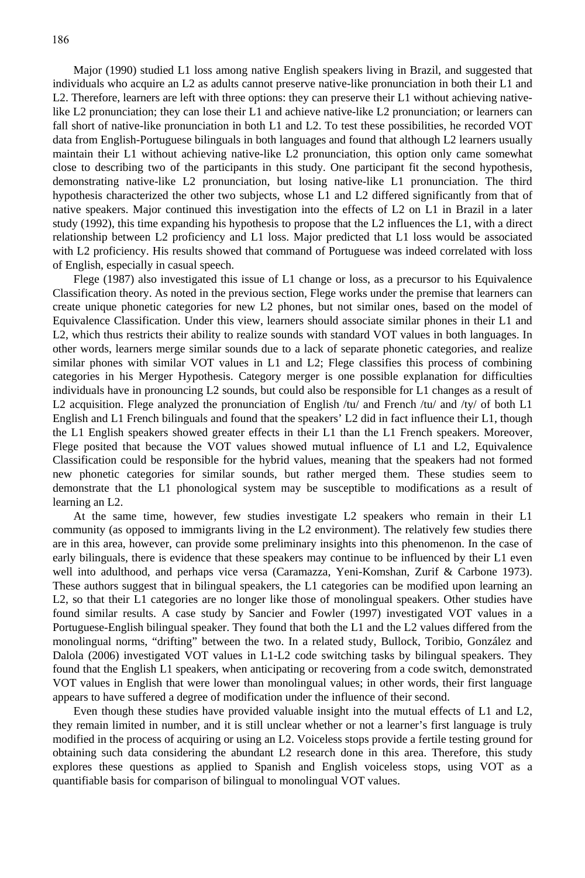Major (1990) studied L1 loss among native English speakers living in Brazil, and suggested that individuals who acquire an L2 as adults cannot preserve native-like pronunciation in both their L1 and L2. Therefore, learners are left with three options: they can preserve their L1 without achieving native-like L2 pronunciation; they can lose their L1 and achieve native-like L2 pronunciation; or learners can fall short of native-like pronunciation in both L1 and L2. To test these possibilities, he recorded VOT data from English-Portuguese bilinguals in both languages and found that although L2 learners usually maintain their L1 without achieving native-like L2 pronunciation, this option only came somewhat close to describing two of the participants in this study. One participant fit the second hypothesis, demonstrating native-like L2 pronunciation, but losing native-like L1 pronunciation. The third hypothesis characterized the other two subjects, whose L1 and L2 differed significantly from that of native speakers. Major continued this investigation into the effects of L2 on L1 in Brazil in a later study (1992), this time expanding his hypothesis to propose that the L2 influences the L1, with a direct relationship between L2 proficiency and L1 loss. Major predicted that L1 loss would be associated with L2 proficiency. His results showed that command of Portuguese was indeed correlated with loss of English, especially in casual speech.

Flege (1987) also investigated this issue of L1 change or loss, as a precursor to his Equivalence Classification theory. As noted in the previous section, Flege works under the premise that learners can create unique phonetic categories for new L2 phones, but not similar ones, based on the model of Equivalence Classification. Under this view, learners should associate similar phones in their L1 and L2, which thus restricts their ability to realize sounds with standard VOT values in both languages. In other words, learners merge similar sounds due to a lack of separate phonetic categories, and realize similar phones with similar VOT values in L1 and L2; Flege classifies this process of combining categories in his Merger Hypothesis. Category merger is one possible explanation for difficulties individuals have in pronouncing L2 sounds, but could also be responsible for L1 changes as a result of L2 acquisition. Flege analyzed the pronunciation of English /tu/ and French /tu/ and /ty/ of both L1 English and L1 French bilinguals and found that the speakers' L2 did in fact influence their L1, though the L1 English speakers showed greater effects in their L1 than the L1 French speakers. Moreover, Flege posited that because the VOT values showed mutual influence of L1 and L2, Equivalence Classification could be responsible for the hybrid values, meaning that the speakers had not formed new phonetic categories for similar sounds, but rather merged them. These studies seem to demonstrate that the L1 phonological system may be susceptible to modifications as a result of learning an L2.

At the same time, however, few studies investigate L2 speakers who remain in their L1 community (as opposed to immigrants living in the L2 environment). The relatively few studies there are in this area, however, can provide some preliminary insights into this phenomenon. In the case of early bilinguals, there is evidence that these speakers may continue to be influenced by their L1 even well into adulthood, and perhaps vice versa (Caramazza, Yeni-Komshan, Zurif & Carbone 1973). These authors suggest that in bilingual speakers, the L1 categories can be modified upon learning an L2, so that their L1 categories are no longer like those of monolingual speakers. Other studies have found similar results. A case study by Sancier and Fowler (1997) investigated VOT values in a Portuguese-English bilingual speaker. They found that both the L1 and the L2 values differed from the monolingual norms, "drifting" between the two. In a related study, Bullock, Toribio, González and Dalola (2006) investigated VOT values in L1-L2 code switching tasks by bilingual speakers. They found that the English L1 speakers, when anticipating or recovering from a code switch, demonstrated VOT values in English that were lower than monolingual values; in other words, their first language appears to have suffered a degree of modification under the influence of their second.

Even though these studies have provided valuable insight into the mutual effects of L1 and L2, they remain limited in number, and it is still unclear whether or not a learner's first language is truly modified in the process of acquiring or using an L2. Voiceless stops provide a fertile testing ground for obtaining such data considering the abundant L2 research done in this area. Therefore, this study explores these questions as applied to Spanish and English voiceless stops, using VOT as a quantifiable basis for comparison of bilingual to monolingual VOT values.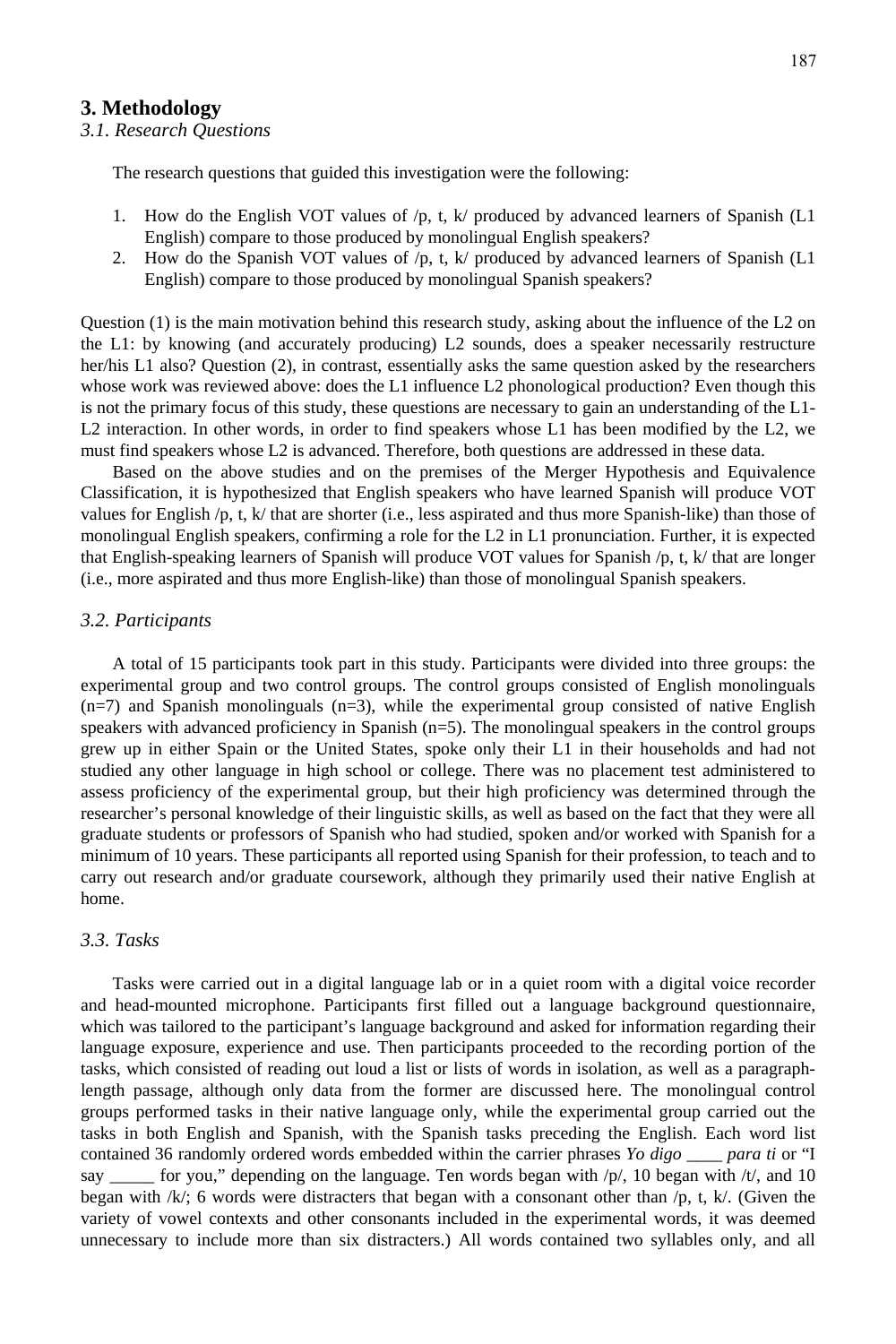## 3. Methodology

### *3.1. Research Questions*

The research questions that guided this investigation were the following:

1. How do the English VOT values of /p, t, k/ produced by advanced learners of Spanish (L1 English) compare to those produced by monolingual English speakers?
2. How do the Spanish VOT values of /p, t, k/ produced by advanced learners of Spanish (L1 English) compare to those produced by monolingual Spanish speakers?

Question (1) is the main motivation behind this research study, asking about the influence of the L2 on the L1: by knowing (and accurately producing) L2 sounds, does a speaker necessarily restructure her/his L1 also? Question (2), in contrast, essentially asks the same question asked by the researchers whose work was reviewed above: does the L1 influence L2 phonological production? Even though this is not the primary focus of this study, these questions are necessary to gain an understanding of the L1-L2 interaction. In other words, in order to find speakers whose L1 has been modified by the L2, we must find speakers whose L2 is advanced. Therefore, both questions are addressed in these data.

Based on the above studies and on the premises of the Merger Hypothesis and Equivalence Classification, it is hypothesized that English speakers who have learned Spanish will produce VOT values for English /p, t, k/ that are shorter (i.e., less aspirated and thus more Spanish-like) than those of monolingual English speakers, confirming a role for the L2 in L1 pronunciation. Further, it is expected that English-speaking learners of Spanish will produce VOT values for Spanish /p, t, k/ that are longer (i.e., more aspirated and thus more English-like) than those of monolingual Spanish speakers.

### *3.2. Participants*

A total of 15 participants took part in this study. Participants were divided into three groups: the experimental group and two control groups. The control groups consisted of English monolinguals (n=7) and Spanish monolinguals (n=3), while the experimental group consisted of native English speakers with advanced proficiency in Spanish (n=5). The monolingual speakers in the control groups grew up in either Spain or the United States, spoke only their L1 in their households and had not studied any other language in high school or college. There was no placement test administered to assess proficiency of the experimental group, but their high proficiency was determined through the researcher's personal knowledge of their linguistic skills, as well as based on the fact that they were all graduate students or professors of Spanish who had studied, spoken and/or worked with Spanish for a minimum of 10 years. These participants all reported using Spanish for their profession, to teach and to carry out research and/or graduate coursework, although they primarily used their native English at home.

### *3.3. Tasks*

Tasks were carried out in a digital language lab or in a quiet room with a digital voice recorder and head-mounted microphone. Participants first filled out a language background questionnaire, which was tailored to the participant's language background and asked for information regarding their language exposure, experience and use. Then participants proceeded to the recording portion of the tasks, which consisted of reading out loud a list or lists of words in isolation, as well as a paragraph-length passage, although only data from the former are discussed here. The monolingual control groups performed tasks in their native language only, while the experimental group carried out the tasks in both English and Spanish, with the Spanish tasks preceding the English. Each word list contained 36 randomly ordered words embedded within the carrier phrases *Yo digo ____ para ti* or "I say _____ for you," depending on the language. Ten words began with /p/, 10 began with /t/, and 10 began with /k/; 6 words were distracters that began with a consonant other than /p, t, k/. (Given the variety of vowel contexts and other consonants included in the experimental words, it was deemed unnecessary to include more than six distracters.) All words contained two syllables only, and all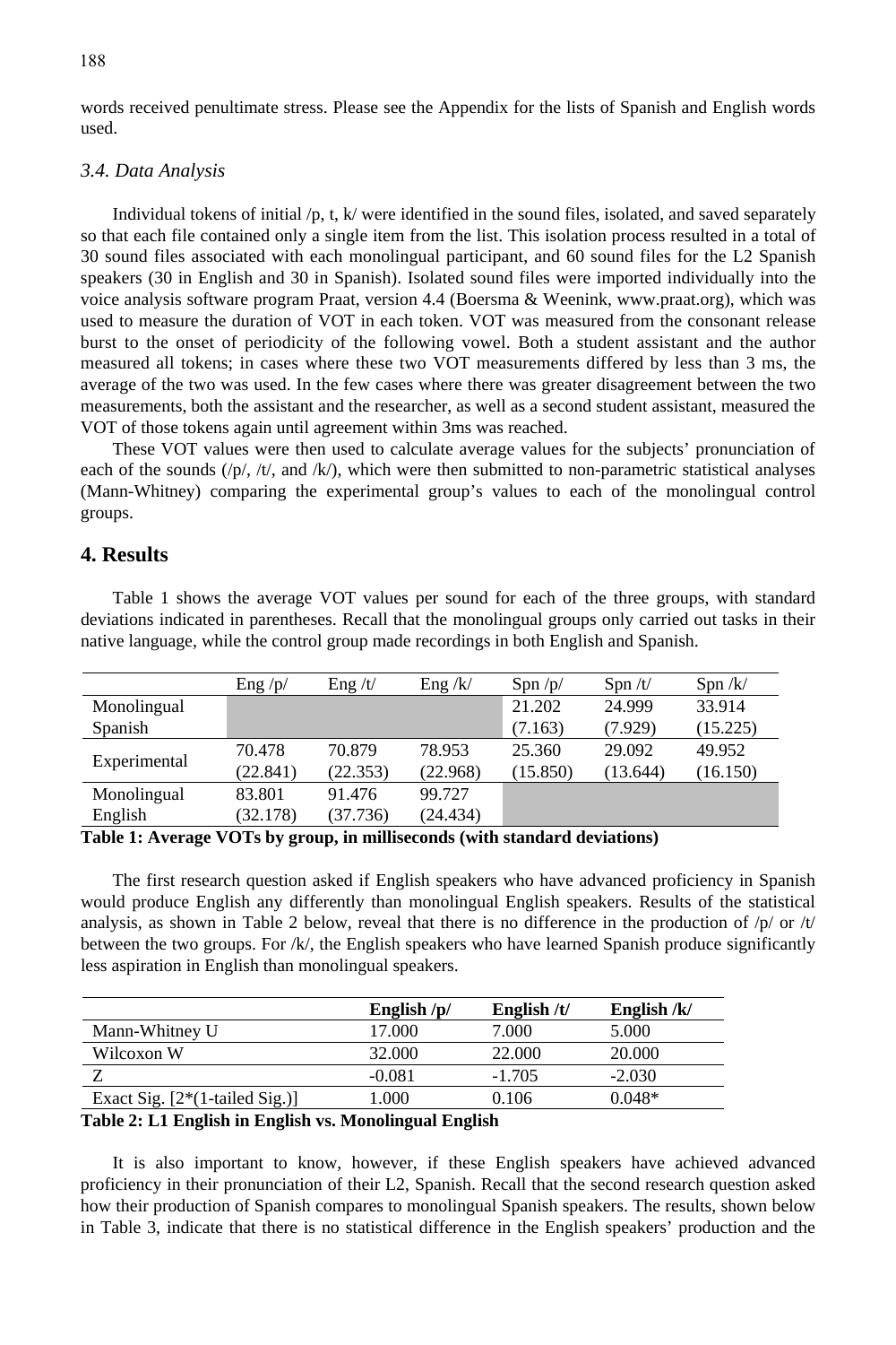words received penultimate stress. Please see the Appendix for the lists of Spanish and English words used.

### *3.4. Data Analysis*

Individual tokens of initial /p, t, k/ were identified in the sound files, isolated, and saved separately so that each file contained only a single item from the list. This isolation process resulted in a total of 30 sound files associated with each monolingual participant, and 60 sound files for the L2 Spanish speakers (30 in English and 30 in Spanish). Isolated sound files were imported individually into the voice analysis software program Praat, version 4.4 (Boersma & Weenink, www.praat.org), which was used to measure the duration of VOT in each token. VOT was measured from the consonant release burst to the onset of periodicity of the following vowel. Both a student assistant and the author measured all tokens; in cases where these two VOT measurements differed by less than 3 ms, the average of the two was used. In the few cases where there was greater disagreement between the two measurements, both the assistant and the researcher, as well as a second student assistant, measured the VOT of those tokens again until agreement within 3ms was reached.

These VOT values were then used to calculate average values for the subjects' pronunciation of each of the sounds (/p/, /t/, and /k/), which were then submitted to non-parametric statistical analyses (Mann-Whitney) comparing the experimental group's values to each of the monolingual control groups.

## 4. Results

Table 1 shows the average VOT values per sound for each of the three groups, with standard deviations indicated in parentheses. Recall that the monolingual groups only carried out tasks in their native language, while the control group made recordings in both English and Spanish.

| | Eng /p/ | Eng /t/ | Eng /k/ | Spn /p/ | Spn /t/ | Spn /k/ |
|---|---|---|---|---|---|---|
| Monolingual Spanish | | | | 21.202 (7.163) | 24.999 (7.929) | 33.914 (15.225) |
| Experimental | 70.478 (22.841) | 70.879 (22.353) | 78.953 (22.968) | 25.360 (15.850) | 29.092 (13.644) | 49.952 (16.150) |
| Monolingual English | 83.801 (32.178) | 91.476 (37.736) | 99.727 (24.434) | | | |

**Table 1: Average VOTs by group, in milliseconds (with standard deviations)**

The first research question asked if English speakers who have advanced proficiency in Spanish would produce English any differently than monolingual English speakers. Results of the statistical analysis, as shown in Table 2 below, reveal that there is no difference in the production of /p/ or /t/ between the two groups. For /k/, the English speakers who have learned Spanish produce significantly less aspiration in English than monolingual speakers.

| | **English /p/** | **English /t/** | **English /k/** |
|---|---|---|---|
| Mann-Whitney U | 17.000 | 7.000 | 5.000 |
| Wilcoxon W | 32.000 | 22.000 | 20.000 |
| Z | -0.081 | -1.705 | -2.030 |
| Exact Sig. [2*(1-tailed Sig.)] | 1.000 | 0.106 | 0.048* |

**Table 2: L1 English in English vs. Monolingual English**

It is also important to know, however, if these English speakers have achieved advanced proficiency in their pronunciation of their L2, Spanish. Recall that the second research question asked how their production of Spanish compares to monolingual Spanish speakers. The results, shown below in Table 3, indicate that there is no statistical difference in the English speakers' production and the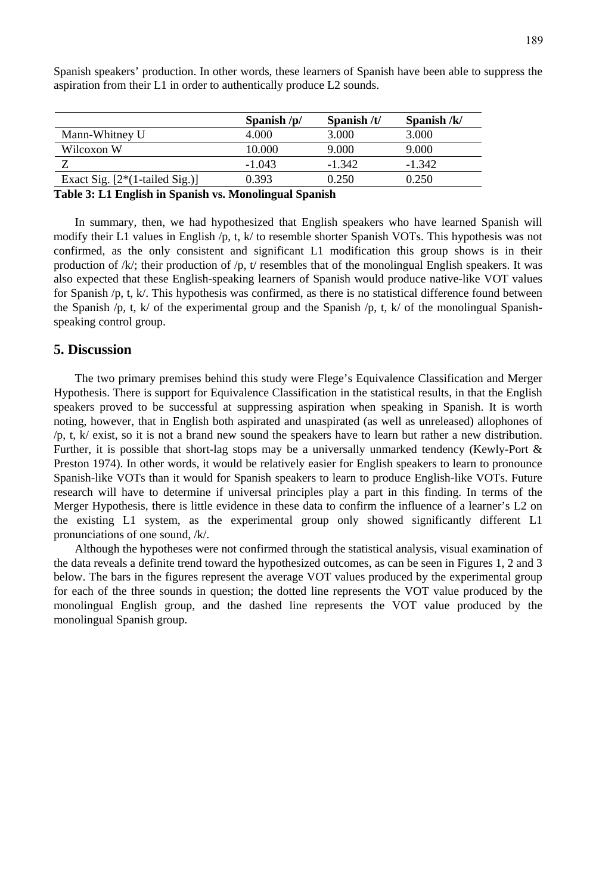Spanish speakers' production. In other words, these learners of Spanish have been able to suppress the aspiration from their L1 in order to authentically produce L2 sounds.

| | Spanish /p/ | Spanish /t/ | Spanish /k/ |
|---|---|---|---|
| Mann-Whitney U | 4.000 | 3.000 | 3.000 |
| Wilcoxon W | 10.000 | 9.000 | 9.000 |
| Z | -1.043 | -1.342 | -1.342 |
| Exact Sig. [2*(1-tailed Sig.)] | 0.393 | 0.250 | 0.250 |

**Table 3: L1 English in Spanish vs. Monolingual Spanish**

In summary, then, we had hypothesized that English speakers who have learned Spanish will modify their L1 values in English /p, t, k/ to resemble shorter Spanish VOTs. This hypothesis was not confirmed, as the only consistent and significant L1 modification this group shows is in their production of /k/; their production of /p, t/ resembles that of the monolingual English speakers. It was also expected that these English-speaking learners of Spanish would produce native-like VOT values for Spanish /p, t, k/. This hypothesis was confirmed, as there is no statistical difference found between the Spanish /p, t, k/ of the experimental group and the Spanish /p, t, k/ of the monolingual Spanish-speaking control group.

## 5. Discussion

The two primary premises behind this study were Flege's Equivalence Classification and Merger Hypothesis. There is support for Equivalence Classification in the statistical results, in that the English speakers proved to be successful at suppressing aspiration when speaking in Spanish. It is worth noting, however, that in English both aspirated and unaspirated (as well as unreleased) allophones of /p, t, k/ exist, so it is not a brand new sound the speakers have to learn but rather a new distribution. Further, it is possible that short-lag stops may be a universally unmarked tendency (Kewly-Port & Preston 1974). In other words, it would be relatively easier for English speakers to learn to pronounce Spanish-like VOTs than it would for Spanish speakers to learn to produce English-like VOTs. Future research will have to determine if universal principles play a part in this finding. In terms of the Merger Hypothesis, there is little evidence in these data to confirm the influence of a learner's L2 on the existing L1 system, as the experimental group only showed significantly different L1 pronunciations of one sound, /k/.

Although the hypotheses were not confirmed through the statistical analysis, visual examination of the data reveals a definite trend toward the hypothesized outcomes, as can be seen in Figures 1, 2 and 3 below. The bars in the figures represent the average VOT values produced by the experimental group for each of the three sounds in question; the dotted line represents the VOT value produced by the monolingual English group, and the dashed line represents the VOT value produced by the monolingual Spanish group.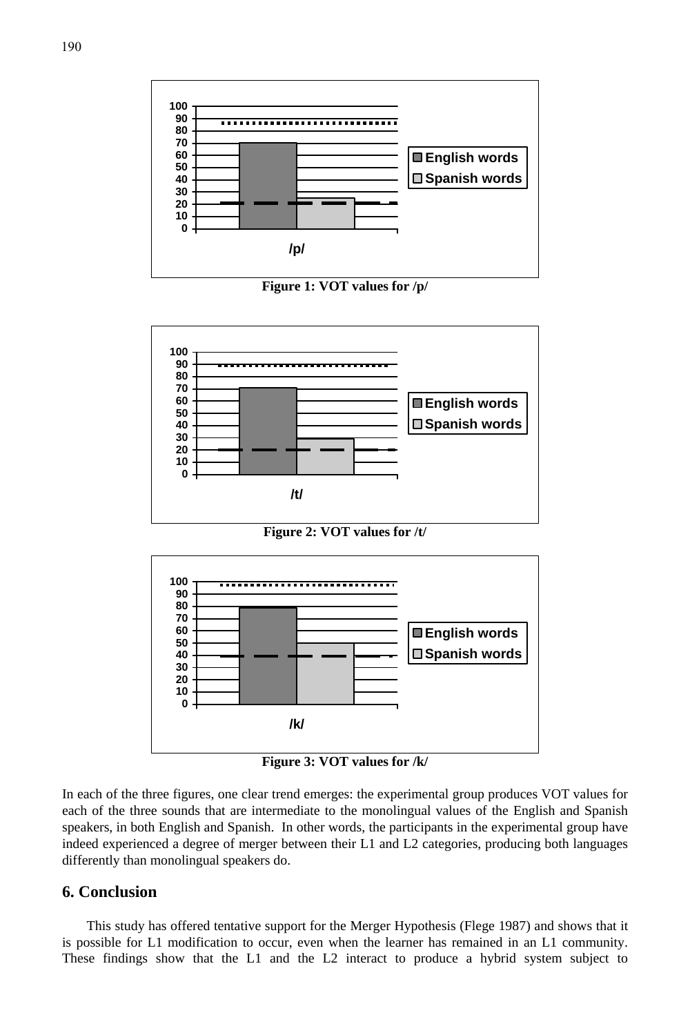**Figure 1: VOT values for /p/**

**Figure 2: VOT values for /t/**

**Figure 3: VOT values for /k/**

In each of the three figures, one clear trend emerges: the experimental group produces VOT values for each of the three sounds that are intermediate to the monolingual values of the English and Spanish speakers, in both English and Spanish. In other words, the participants in the experimental group have indeed experienced a degree of merger between their L1 and L2 categories, producing both languages differently than monolingual speakers do.

## 6. Conclusion

This study has offered tentative support for the Merger Hypothesis (Flege 1987) and shows that it is possible for L1 modification to occur, even when the learner has remained in an L1 community. These findings show that the L1 and the L2 interact to produce a hybrid system subject to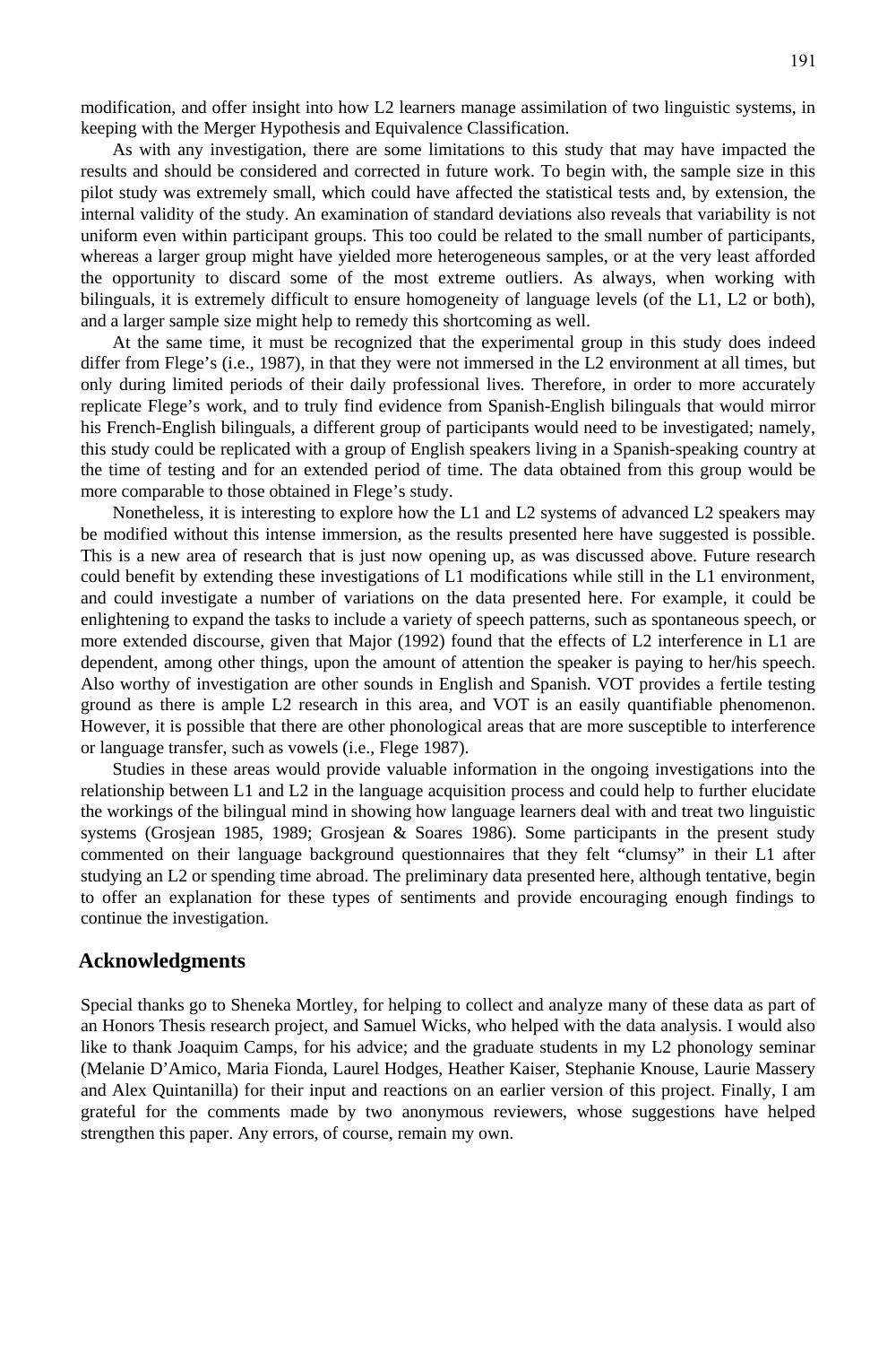modification, and offer insight into how L2 learners manage assimilation of two linguistic systems, in keeping with the Merger Hypothesis and Equivalence Classification.

As with any investigation, there are some limitations to this study that may have impacted the results and should be considered and corrected in future work. To begin with, the sample size in this pilot study was extremely small, which could have affected the statistical tests and, by extension, the internal validity of the study. An examination of standard deviations also reveals that variability is not uniform even within participant groups. This too could be related to the small number of participants, whereas a larger group might have yielded more heterogeneous samples, or at the very least afforded the opportunity to discard some of the most extreme outliers. As always, when working with bilinguals, it is extremely difficult to ensure homogeneity of language levels (of the L1, L2 or both), and a larger sample size might help to remedy this shortcoming as well.

At the same time, it must be recognized that the experimental group in this study does indeed differ from Flege's (i.e., 1987), in that they were not immersed in the L2 environment at all times, but only during limited periods of their daily professional lives. Therefore, in order to more accurately replicate Flege's work, and to truly find evidence from Spanish-English bilinguals that would mirror his French-English bilinguals, a different group of participants would need to be investigated; namely, this study could be replicated with a group of English speakers living in a Spanish-speaking country at the time of testing and for an extended period of time. The data obtained from this group would be more comparable to those obtained in Flege's study.

Nonetheless, it is interesting to explore how the L1 and L2 systems of advanced L2 speakers may be modified without this intense immersion, as the results presented here have suggested is possible. This is a new area of research that is just now opening up, as was discussed above. Future research could benefit by extending these investigations of L1 modifications while still in the L1 environment, and could investigate a number of variations on the data presented here. For example, it could be enlightening to expand the tasks to include a variety of speech patterns, such as spontaneous speech, or more extended discourse, given that Major (1992) found that the effects of L2 interference in L1 are dependent, among other things, upon the amount of attention the speaker is paying to her/his speech. Also worthy of investigation are other sounds in English and Spanish. VOT provides a fertile testing ground as there is ample L2 research in this area, and VOT is an easily quantifiable phenomenon. However, it is possible that there are other phonological areas that are more susceptible to interference or language transfer, such as vowels (i.e., Flege 1987).

Studies in these areas would provide valuable information in the ongoing investigations into the relationship between L1 and L2 in the language acquisition process and could help to further elucidate the workings of the bilingual mind in showing how language learners deal with and treat two linguistic systems (Grosjean 1985, 1989; Grosjean & Soares 1986). Some participants in the present study commented on their language background questionnaires that they felt "clumsy" in their L1 after studying an L2 or spending time abroad. The preliminary data presented here, although tentative, begin to offer an explanation for these types of sentiments and provide encouraging enough findings to continue the investigation.

## Acknowledgments

Special thanks go to Sheneka Mortley, for helping to collect and analyze many of these data as part of an Honors Thesis research project, and Samuel Wicks, who helped with the data analysis. I would also like to thank Joaquim Camps, for his advice; and the graduate students in my L2 phonology seminar (Melanie D'Amico, Maria Fionda, Laurel Hodges, Heather Kaiser, Stephanie Knouse, Laurie Massery and Alex Quintanilla) for their input and reactions on an earlier version of this project. Finally, I am grateful for the comments made by two anonymous reviewers, whose suggestions have helped strengthen this paper. Any errors, of course, remain my own.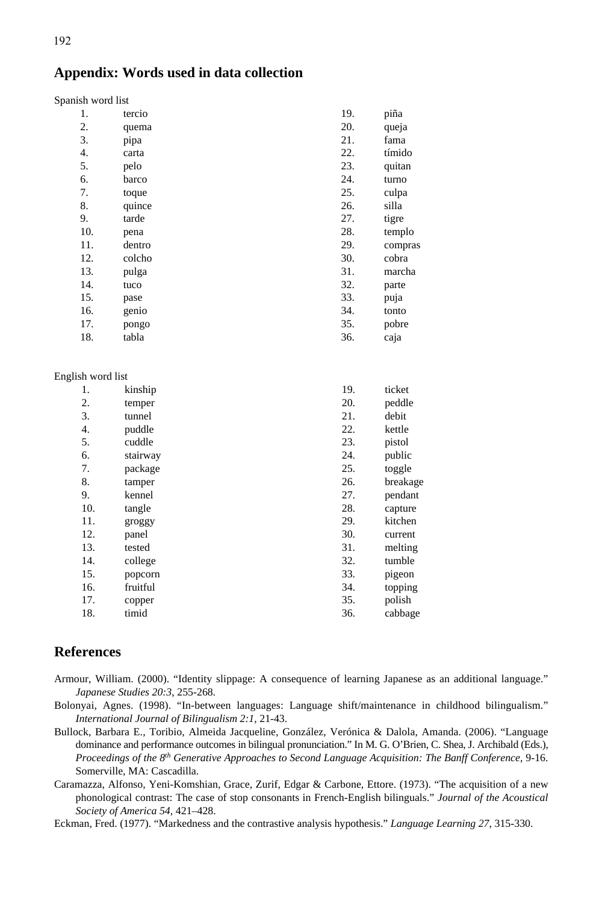## Appendix: Words used in data collection

Spanish word list

| | | | |
|---|---|---|---|
| 1. | tercio | 19. | piña |
| 2. | quema | 20. | queja |
| 3. | pipa | 21. | fama |
| 4. | carta | 22. | tímido |
| 5. | pelo | 23. | quitan |
| 6. | barco | 24. | turno |
| 7. | toque | 25. | culpa |
| 8. | quince | 26. | silla |
| 9. | tarde | 27. | tigre |
| 10. | pena | 28. | templo |
| 11. | dentro | 29. | compras |
| 12. | colcho | 30. | cobra |
| 13. | pulga | 31. | marcha |
| 14. | tuco | 32. | parte |
| 15. | pase | 33. | puja |
| 16. | genio | 34. | tonto |
| 17. | pongo | 35. | pobre |
| 18. | tabla | 36. | caja |

English word list

| | | | |
|---|---|---|---|
| 1. | kinship | 19. | ticket |
| 2. | temper | 20. | peddle |
| 3. | tunnel | 21. | debit |
| 4. | puddle | 22. | kettle |
| 5. | cuddle | 23. | pistol |
| 6. | stairway | 24. | public |
| 7. | package | 25. | toggle |
| 8. | tamper | 26. | breakage |
| 9. | kennel | 27. | pendant |
| 10. | tangle | 28. | capture |
| 11. | groggy | 29. | kitchen |
| 12. | panel | 30. | current |
| 13. | tested | 31. | melting |
| 14. | college | 32. | tumble |
| 15. | popcorn | 33. | pigeon |
| 16. | fruitful | 34. | topping |
| 17. | copper | 35. | polish |
| 18. | timid | 36. | cabbage |

## References

Armour, William. (2000). "Identity slippage: A consequence of learning Japanese as an additional language." *Japanese Studies 20:3*, 255-268.

Bolonyai, Agnes. (1998). "In-between languages: Language shift/maintenance in childhood bilingualism." *International Journal of Bilingualism 2:1*, 21-43.

Bullock, Barbara E., Toribio, Almeida Jacqueline, González, Verónica & Dalola, Amanda. (2006). "Language dominance and performance outcomes in bilingual pronunciation." In M. G. O'Brien, C. Shea, J. Archibald (Eds.), *Proceedings of the 8th Generative Approaches to Second Language Acquisition: The Banff Conference*, 9-16. Somerville, MA: Cascadilla.

Caramazza, Alfonso, Yeni-Komshian, Grace, Zurif, Edgar & Carbone, Ettore. (1973). "The acquisition of a new phonological contrast: The case of stop consonants in French-English bilinguals." *Journal of the Acoustical Society of America 54*, 421–428.

Eckman, Fred. (1977). "Markedness and the contrastive analysis hypothesis." *Language Learning 27*, 315-330.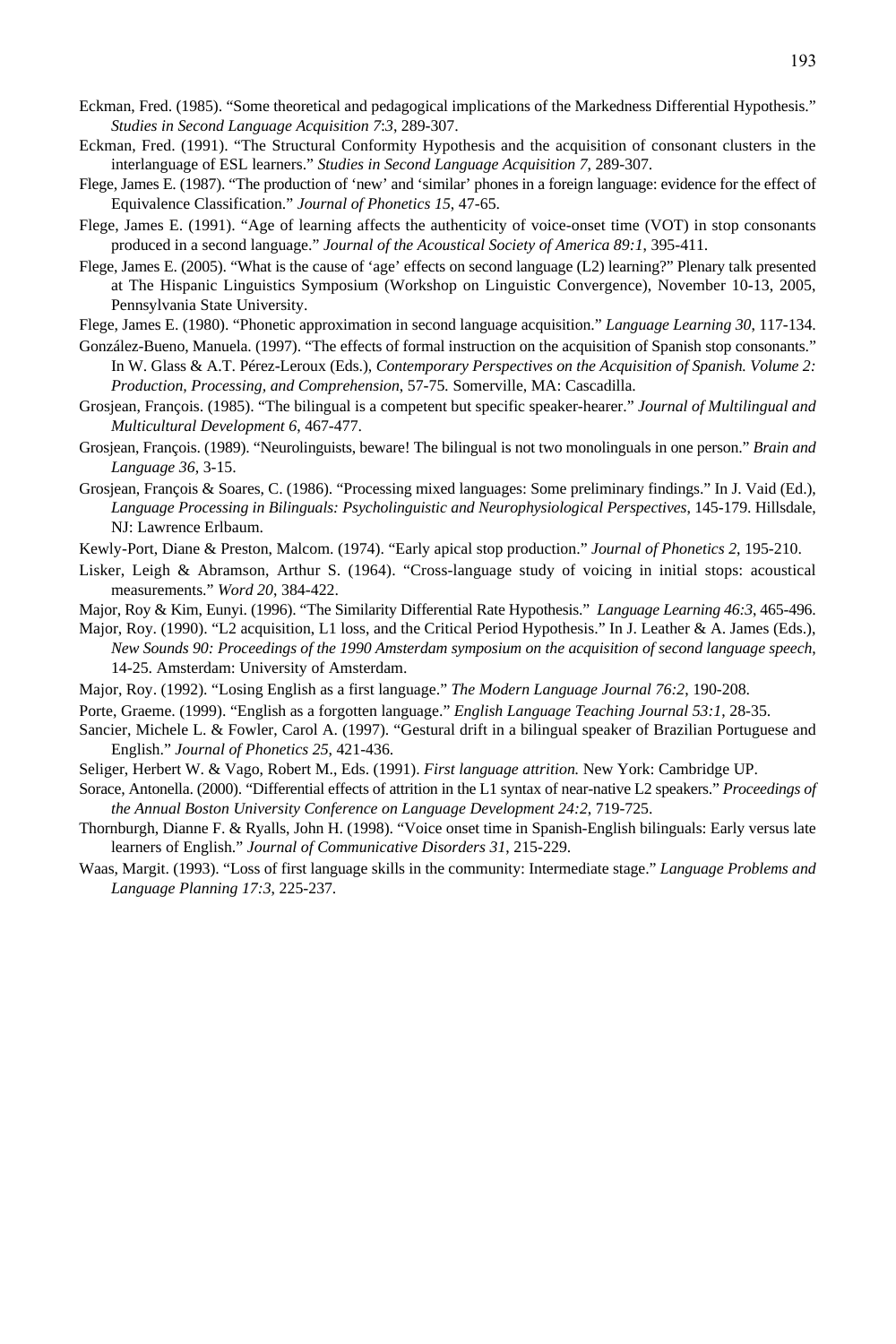Eckman, Fred. (1985). “Some theoretical and pedagogical implications of the Markedness Differential Hypothesis.” *Studies in Second Language Acquisition 7:3*, 289-307.

Eckman, Fred. (1991). “The Structural Conformity Hypothesis and the acquisition of consonant clusters in the interlanguage of ESL learners.” *Studies in Second Language Acquisition 7*, 289-307.

Flege, James E. (1987). “The production of ‘new’ and ‘similar’ phones in a foreign language: evidence for the effect of Equivalence Classification.” *Journal of Phonetics 15*, 47-65.

Flege, James E. (1991). “Age of learning affects the authenticity of voice-onset time (VOT) in stop consonants produced in a second language.” *Journal of the Acoustical Society of America 89:1*, 395-411.

Flege, James E. (2005). “What is the cause of ‘age’ effects on second language (L2) learning?” Plenary talk presented at The Hispanic Linguistics Symposium (Workshop on Linguistic Convergence), November 10-13, 2005, Pennsylvania State University.

Flege, James E. (1980). “Phonetic approximation in second language acquisition.” *Language Learning 30*, 117-134.

González-Bueno, Manuela. (1997). “The effects of formal instruction on the acquisition of Spanish stop consonants.” In W. Glass & A.T. Pérez-Leroux (Eds.), *Contemporary Perspectives on the Acquisition of Spanish. Volume 2: Production, Processing, and Comprehension*, 57-75. Somerville, MA: Cascadilla.

Grosjean, François. (1985). “The bilingual is a competent but specific speaker-hearer.” *Journal of Multilingual and Multicultural Development 6*, 467-477.

Grosjean, François. (1989). “Neurolinguists, beware! The bilingual is not two monolinguals in one person.” *Brain and Language 36*, 3-15.

Grosjean, François & Soares, C. (1986). “Processing mixed languages: Some preliminary findings.” In J. Vaid (Ed.), *Language Processing in Bilinguals: Psycholinguistic and Neurophysiological Perspectives*, 145-179. Hillsdale, NJ: Lawrence Erlbaum.

Kewly-Port, Diane & Preston, Malcom. (1974). “Early apical stop production.” *Journal of Phonetics 2*, 195-210.

Lisker, Leigh & Abramson, Arthur S. (1964). “Cross-language study of voicing in initial stops: acoustical measurements.” *Word 20*, 384-422.

Major, Roy & Kim, Eunyi. (1996). “The Similarity Differential Rate Hypothesis.” *Language Learning 46:3*, 465-496.

Major, Roy. (1990). “L2 acquisition, L1 loss, and the Critical Period Hypothesis.” In J. Leather & A. James (Eds.), *New Sounds 90: Proceedings of the 1990 Amsterdam symposium on the acquisition of second language speech*, 14-25. Amsterdam: University of Amsterdam.

Major, Roy. (1992). “Losing English as a first language.” *The Modern Language Journal 76:2*, 190-208.

Porte, Graeme. (1999). “English as a forgotten language.” *English Language Teaching Journal 53:1*, 28-35.

Sancier, Michele L. & Fowler, Carol A. (1997). “Gestural drift in a bilingual speaker of Brazilian Portuguese and English.” *Journal of Phonetics 25*, 421-436.

Seliger, Herbert W. & Vago, Robert M., Eds. (1991). *First language attrition.* New York: Cambridge UP.

Sorace, Antonella. (2000). “Differential effects of attrition in the L1 syntax of near-native L2 speakers.” *Proceedings of the Annual Boston University Conference on Language Development 24:2*, 719-725.

Thornburgh, Dianne F. & Ryalls, John H. (1998). “Voice onset time in Spanish-English bilinguals: Early versus late learners of English.” *Journal of Communicative Disorders 31*, 215-229.

Waas, Margit. (1993). “Loss of first language skills in the community: Intermediate stage.” *Language Problems and Language Planning 17:3*, 225-237.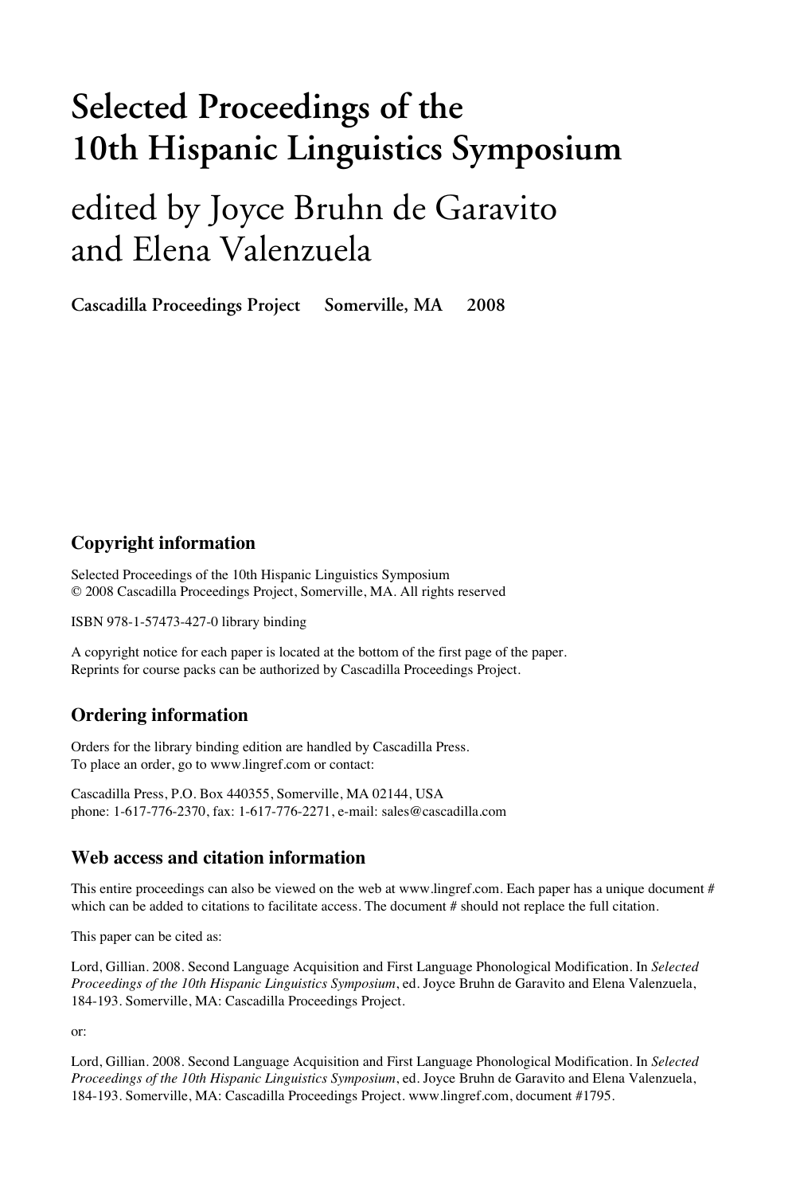# Selected Proceedings of the 10th Hispanic Linguistics Symposium

# edited by Joyce Bruhn de Garavito and Elena Valenzuela

**Cascadilla Proceedings Project Somerville, MA 2008**

## Copyright information

Selected Proceedings of the 10th Hispanic Linguistics Symposium
© 2008 Cascadilla Proceedings Project, Somerville, MA. All rights reserved

ISBN 978-1-57473-427-0 library binding

A copyright notice for each paper is located at the bottom of the first page of the paper.
Reprints for course packs can be authorized by Cascadilla Proceedings Project.

## Ordering information

Orders for the library binding edition are handled by Cascadilla Press.
To place an order, go to www.lingref.com or contact:

Cascadilla Press, P.O. Box 440355, Somerville, MA 02144, USA
phone: 1-617-776-2370, fax: 1-617-776-2271, e-mail: sales@cascadilla.com

## Web access and citation information

This entire proceedings can also be viewed on the web at www.lingref.com. Each paper has a unique document # which can be added to citations to facilitate access. The document # should not replace the full citation.

This paper can be cited as:

Lord, Gillian. 2008. Second Language Acquisition and First Language Phonological Modification. In *Selected Proceedings of the 10th Hispanic Linguistics Symposium*, ed. Joyce Bruhn de Garavito and Elena Valenzuela, 184-193. Somerville, MA: Cascadilla Proceedings Project.

or:

Lord, Gillian. 2008. Second Language Acquisition and First Language Phonological Modification. In *Selected Proceedings of the 10th Hispanic Linguistics Symposium*, ed. Joyce Bruhn de Garavito and Elena Valenzuela, 184-193. Somerville, MA: Cascadilla Proceedings Project. www.lingref.com, document #1795.